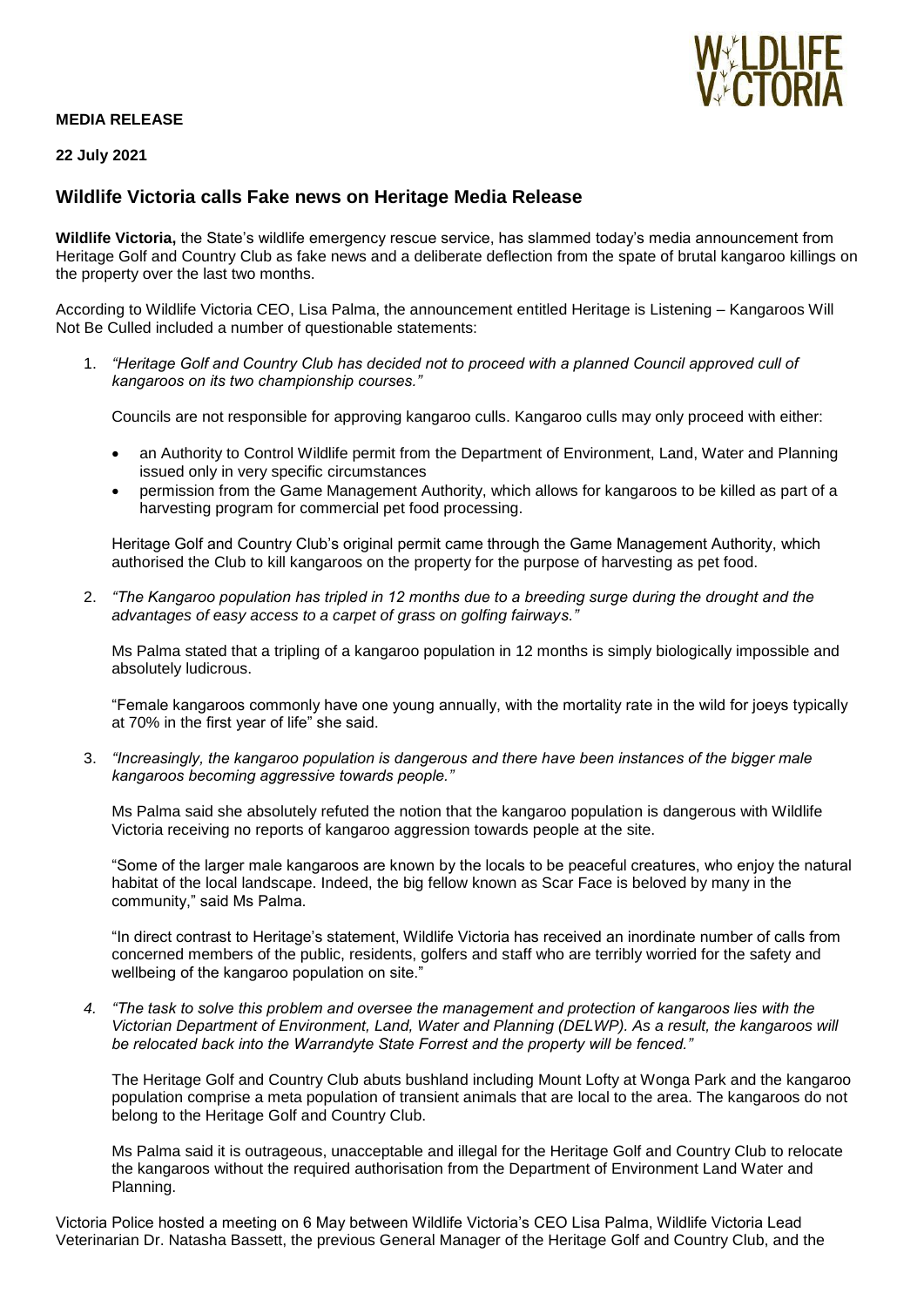**MEDIA RELEASE**

**22 July 2021**

## Wildlife Victoria calls Fake news on Heritage Media Release

**Wildlife Victoria,** the State's wildlife emergency rescue service, has slammed today's media announcement from Heritage Golf and Country Club as fake news and a deliberate deflection from the spate of brutal kangaroo killings on the property over the last two months.

According to Wildlife Victoria CEO, Lisa Palma, the announcement entitled Heritage is Listening – Kangaroos Will Not Be Culled included a number of questionable statements:

1. *"Heritage Golf and Country Club has decided not to proceed with a planned Council approved cull of kangaroos on its two championship courses."*

   Councils are not responsible for approving kangaroo culls. Kangaroo culls may only proceed with either:

   - an Authority to Control Wildlife permit from the Department of Environment, Land, Water and Planning issued only in very specific circumstances
   - permission from the Game Management Authority, which allows for kangaroos to be killed as part of a harvesting program for commercial pet food processing.

   Heritage Golf and Country Club's original permit came through the Game Management Authority, which authorised the Club to kill kangaroos on the property for the purpose of harvesting as pet food.

2. *"The Kangaroo population has tripled in 12 months due to a breeding surge during the drought and the advantages of easy access to a carpet of grass on golfing fairways."*

   Ms Palma stated that a tripling of a kangaroo population in 12 months is simply biologically impossible and absolutely ludicrous.

   "Female kangaroos commonly have one young annually, with the mortality rate in the wild for joeys typically at 70% in the first year of life" she said.

3. *"Increasingly, the kangaroo population is dangerous and there have been instances of the bigger male kangaroos becoming aggressive towards people."*

   Ms Palma said she absolutely refuted the notion that the kangaroo population is dangerous with Wildlife Victoria receiving no reports of kangaroo aggression towards people at the site.

   "Some of the larger male kangaroos are known by the locals to be peaceful creatures, who enjoy the natural habitat of the local landscape. Indeed, the big fellow known as Scar Face is beloved by many in the community," said Ms Palma.

   "In direct contrast to Heritage's statement, Wildlife Victoria has received an inordinate number of calls from concerned members of the public, residents, golfers and staff who are terribly worried for the safety and wellbeing of the kangaroo population on site."

4. *"The task to solve this problem and oversee the management and protection of kangaroos lies with the Victorian Department of Environment, Land, Water and Planning (DELWP). As a result, the kangaroos will be relocated back into the Warrandyte State Forrest and the property will be fenced."*

   The Heritage Golf and Country Club abuts bushland including Mount Lofty at Wonga Park and the kangaroo population comprise a meta population of transient animals that are local to the area. The kangaroos do not belong to the Heritage Golf and Country Club.

   Ms Palma said it is outrageous, unacceptable and illegal for the Heritage Golf and Country Club to relocate the kangaroos without the required authorisation from the Department of Environment Land Water and Planning.

Victoria Police hosted a meeting on 6 May between Wildlife Victoria's CEO Lisa Palma, Wildlife Victoria Lead Veterinarian Dr. Natasha Bassett, the previous General Manager of the Heritage Golf and Country Club, and the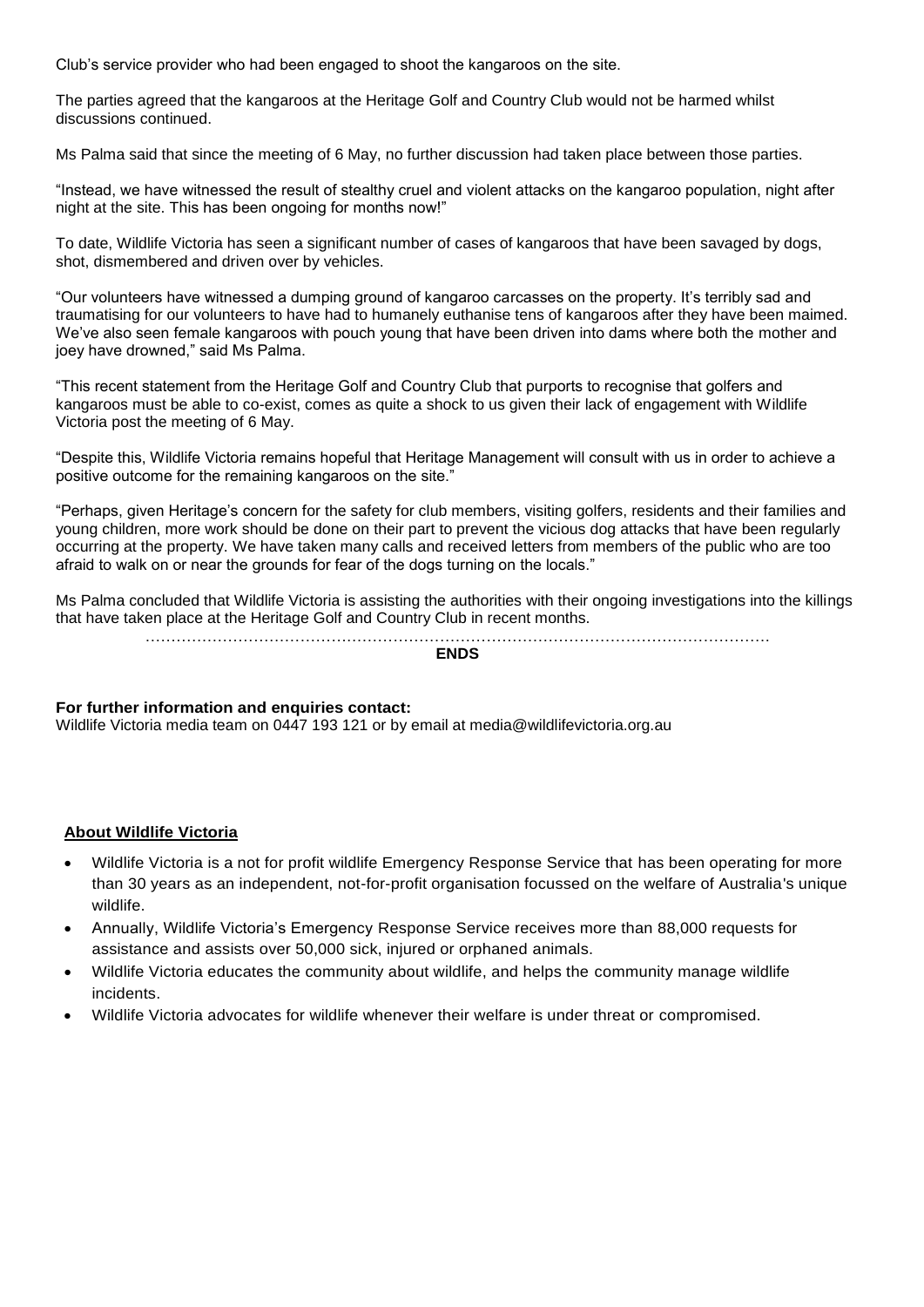Club's service provider who had been engaged to shoot the kangaroos on the site.

The parties agreed that the kangaroos at the Heritage Golf and Country Club would not be harmed whilst discussions continued.

Ms Palma said that since the meeting of 6 May, no further discussion had taken place between those parties.

"Instead, we have witnessed the result of stealthy cruel and violent attacks on the kangaroo population, night after night at the site. This has been ongoing for months now!"

To date, Wildlife Victoria has seen a significant number of cases of kangaroos that have been savaged by dogs, shot, dismembered and driven over by vehicles.

"Our volunteers have witnessed a dumping ground of kangaroo carcasses on the property. It's terribly sad and traumatising for our volunteers to have had to humanely euthanise tens of kangaroos after they have been maimed. We've also seen female kangaroos with pouch young that have been driven into dams where both the mother and joey have drowned," said Ms Palma.

"This recent statement from the Heritage Golf and Country Club that purports to recognise that golfers and kangaroos must be able to co-exist, comes as quite a shock to us given their lack of engagement with Wildlife Victoria post the meeting of 6 May.

"Despite this, Wildlife Victoria remains hopeful that Heritage Management will consult with us in order to achieve a positive outcome for the remaining kangaroos on the site."

"Perhaps, given Heritage's concern for the safety for club members, visiting golfers, residents and their families and young children, more work should be done on their part to prevent the vicious dog attacks that have been regularly occurring at the property. We have taken many calls and received letters from members of the public who are too afraid to walk on or near the grounds for fear of the dogs turning on the locals."

Ms Palma concluded that Wildlife Victoria is assisting the authorities with their ongoing investigations into the killings that have taken place at the Heritage Golf and Country Club in recent months.

…………………………………………………………………………………………………………

**ENDS**

**For further information and enquiries contact:**
Wildlife Victoria media team on 0447 193 121 or by email at media@wildlifevictoria.org.au

**About Wildlife Victoria**

- Wildlife Victoria is a not for profit wildlife Emergency Response Service that has been operating for more than 30 years as an independent, not-for-profit organisation focussed on the welfare of Australia's unique wildlife.
- Annually, Wildlife Victoria's Emergency Response Service receives more than 88,000 requests for assistance and assists over 50,000 sick, injured or orphaned animals.
- Wildlife Victoria educates the community about wildlife, and helps the community manage wildlife incidents.
- Wildlife Victoria advocates for wildlife whenever their welfare is under threat or compromised.